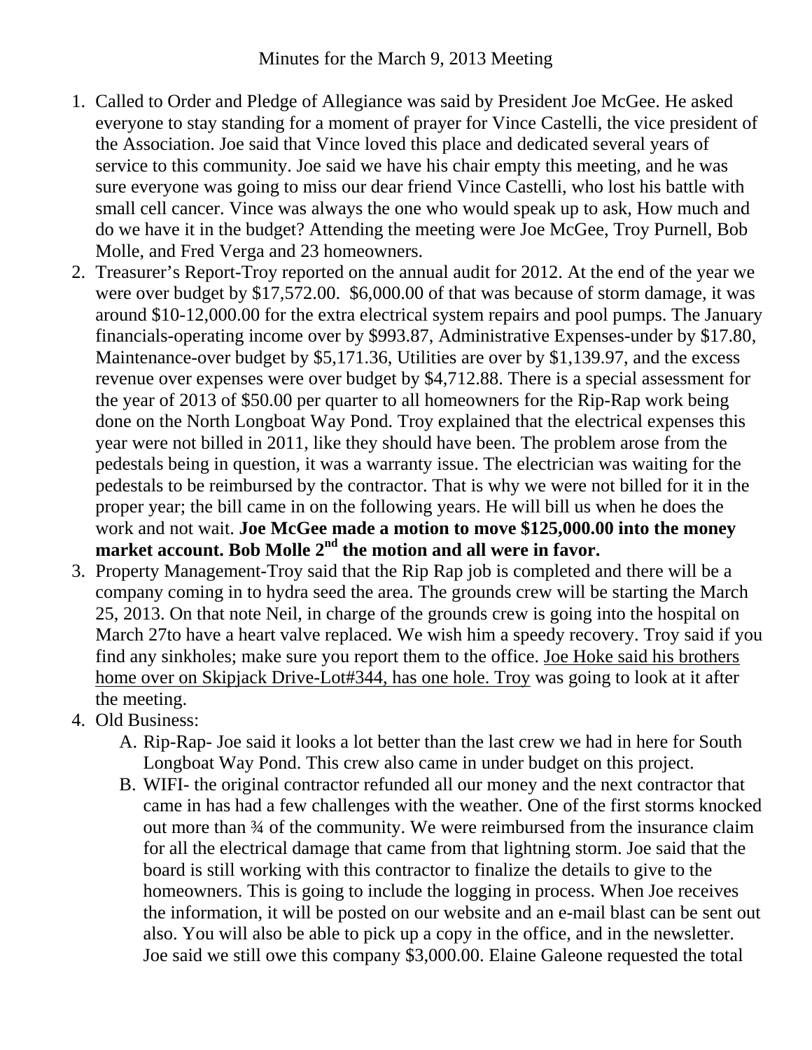# Minutes for the March 9, 2013 Meeting

1. Called to Order and Pledge of Allegiance was said by President Joe McGee. He asked everyone to stay standing for a moment of prayer for Vince Castelli, the vice president of the Association. Joe said that Vince loved this place and dedicated several years of service to this community. Joe said we have his chair empty this meeting, and he was sure everyone was going to miss our dear friend Vince Castelli, who lost his battle with small cell cancer. Vince was always the one who would speak up to ask, How much and do we have it in the budget? Attending the meeting were Joe McGee, Troy Purnell, Bob Molle, and Fred Verga and 23 homeowners.
2. Treasurer's Report-Troy reported on the annual audit for 2012. At the end of the year we were over budget by $17,572.00. $6,000.00 of that was because of storm damage, it was around $10-12,000.00 for the extra electrical system repairs and pool pumps. The January financials-operating income over by $993.87, Administrative Expenses-under by $17.80, Maintenance-over budget by $5,171.36, Utilities are over by $1,139.97, and the excess revenue over expenses were over budget by $4,712.88. There is a special assessment for the year of 2013 of $50.00 per quarter to all homeowners for the Rip-Rap work being done on the North Longboat Way Pond. Troy explained that the electrical expenses this year were not billed in 2011, like they should have been. The problem arose from the pedestals being in question, it was a warranty issue. The electrician was waiting for the pedestals to be reimbursed by the contractor. That is why we were not billed for it in the proper year; the bill came in on the following years. He will bill us when he does the work and not wait. **Joe McGee made a motion to move $125,000.00 into the money market account. Bob Molle 2nd the motion and all were in favor.**
3. Property Management-Troy said that the Rip Rap job is completed and there will be a company coming in to hydra seed the area. The grounds crew will be starting the March 25, 2013. On that note Neil, in charge of the grounds crew is going into the hospital on March 27to have a heart valve replaced. We wish him a speedy recovery. Troy said if you find any sinkholes; make sure you report them to the office. <u>Joe Hoke said his brothers home over on Skipjack Drive-Lot#344, has one hole. Troy</u> was going to look at it after the meeting.
4. Old Business:
   A. Rip-Rap- Joe said it looks a lot better than the last crew we had in here for South Longboat Way Pond. This crew also came in under budget on this project.
   B. WIFI- the original contractor refunded all our money and the next contractor that came in has had a few challenges with the weather. One of the first storms knocked out more than ¾ of the community. We were reimbursed from the insurance claim for all the electrical damage that came from that lightning storm. Joe said that the board is still working with this contractor to finalize the details to give to the homeowners. This is going to include the logging in process. When Joe receives the information, it will be posted on our website and an e-mail blast can be sent out also. You will also be able to pick up a copy in the office, and in the newsletter. Joe said we still owe this company $3,000.00. Elaine Galeone requested the total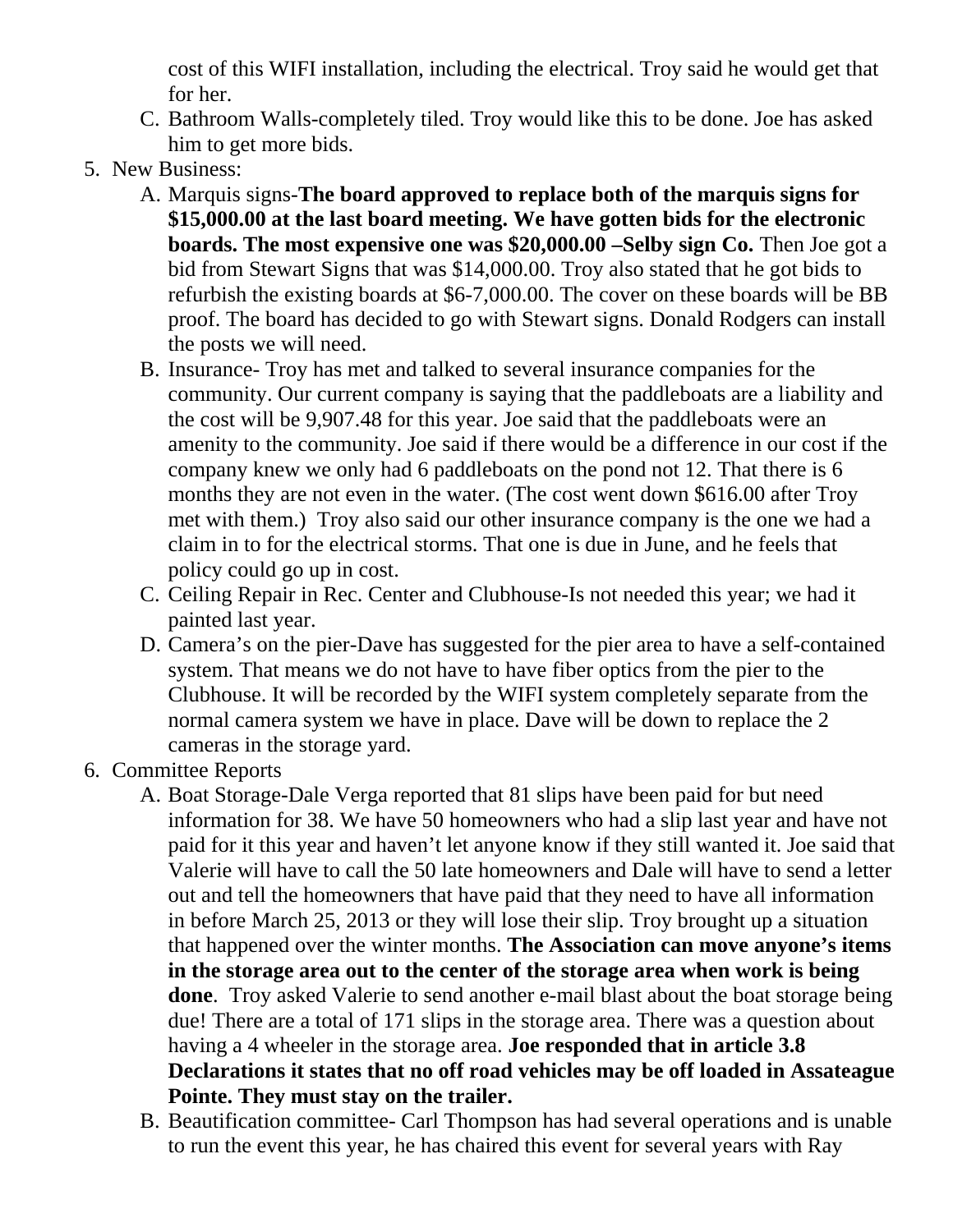cost of this WIFI installation, including the electrical. Troy said he would get that for her.

C. Bathroom Walls-completely tiled. Troy would like this to be done. Joe has asked him to get more bids.

5. New Business:
    A. Marquis signs-**The board approved to replace both of the marquis signs for $15,000.00 at the last board meeting. We have gotten bids for the electronic boards. The most expensive one was $20,000.00 –Selby sign Co.** Then Joe got a bid from Stewart Signs that was $14,000.00. Troy also stated that he got bids to refurbish the existing boards at $6-7,000.00. The cover on these boards will be BB proof. The board has decided to go with Stewart signs. Donald Rodgers can install the posts we will need.
    B. Insurance- Troy has met and talked to several insurance companies for the community. Our current company is saying that the paddleboats are a liability and the cost will be 9,907.48 for this year. Joe said that the paddleboats were an amenity to the community. Joe said if there would be a difference in our cost if the company knew we only had 6 paddleboats on the pond not 12. That there is 6 months they are not even in the water. (The cost went down $616.00 after Troy met with them.) Troy also said our other insurance company is the one we had a claim in to for the electrical storms. That one is due in June, and he feels that policy could go up in cost.
    C. Ceiling Repair in Rec. Center and Clubhouse-Is not needed this year; we had it painted last year.
    D. Camera's on the pier-Dave has suggested for the pier area to have a self-contained system. That means we do not have to have fiber optics from the pier to the Clubhouse. It will be recorded by the WIFI system completely separate from the normal camera system we have in place. Dave will be down to replace the 2 cameras in the storage yard.
6. Committee Reports
    A. Boat Storage-Dale Verga reported that 81 slips have been paid for but need information for 38. We have 50 homeowners who had a slip last year and have not paid for it this year and haven't let anyone know if they still wanted it. Joe said that Valerie will have to call the 50 late homeowners and Dale will have to send a letter out and tell the homeowners that have paid that they need to have all information in before March 25, 2013 or they will lose their slip. Troy brought up a situation that happened over the winter months. **The Association can move anyone's items in the storage area out to the center of the storage area when work is being done**. Troy asked Valerie to send another e-mail blast about the boat storage being due! There are a total of 171 slips in the storage area. There was a question about having a 4 wheeler in the storage area. **Joe responded that in article 3.8 Declarations it states that no off road vehicles may be off loaded in Assateague Pointe. They must stay on the trailer.**
    B. Beautification committee- Carl Thompson has had several operations and is unable to run the event this year, he has chaired this event for several years with Ray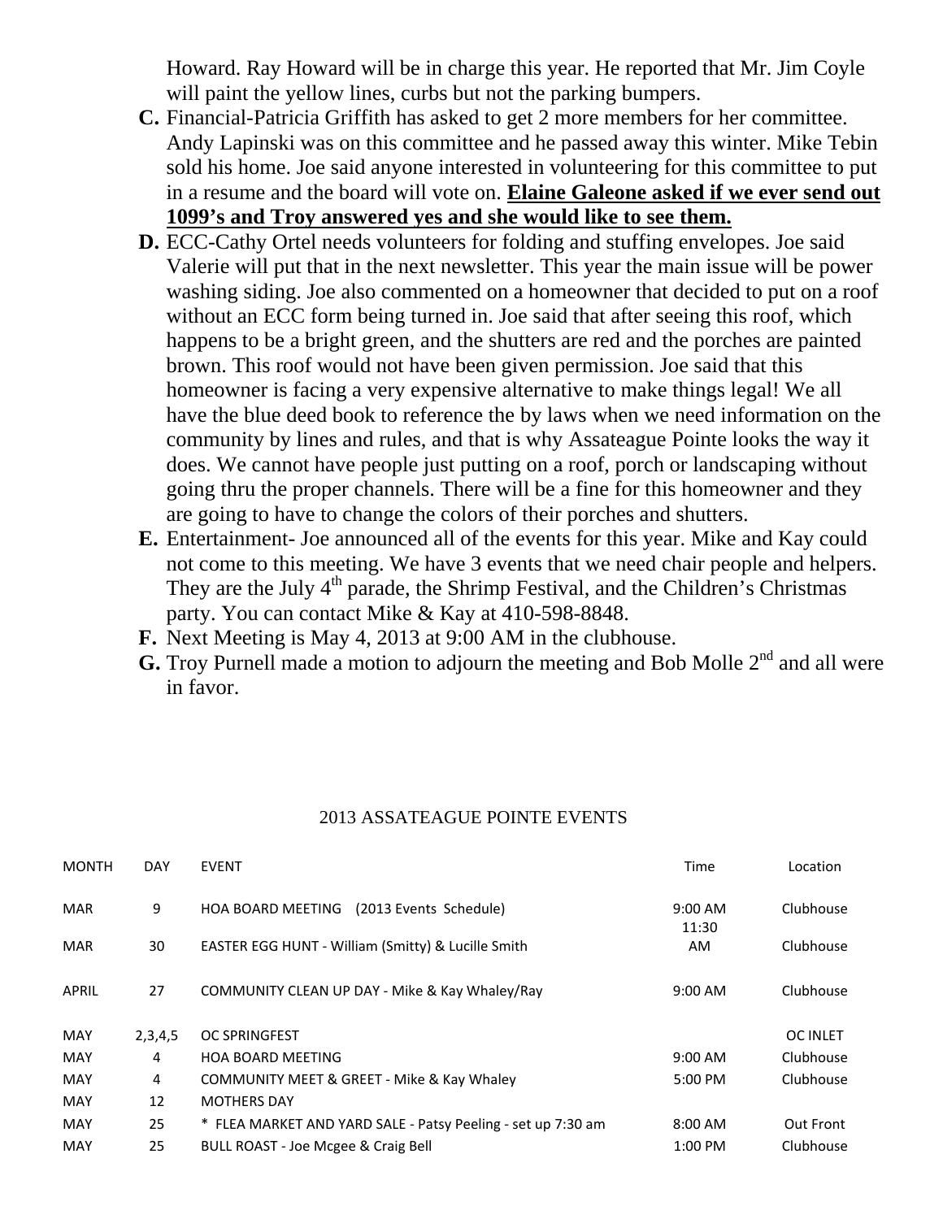Howard. Ray Howard will be in charge this year. He reported that Mr. Jim Coyle will paint the yellow lines, curbs but not the parking bumpers.

**C.** Financial-Patricia Griffith has asked to get 2 more members for her committee. Andy Lapinski was on this committee and he passed away this winter. Mike Tebin sold his home. Joe said anyone interested in volunteering for this committee to put in a resume and the board will vote on. **<u>Elaine Galeone asked if we ever send out 1099's and Troy answered yes and she would like to see them.</u>**

**D.** ECC-Cathy Ortel needs volunteers for folding and stuffing envelopes. Joe said Valerie will put that in the next newsletter. This year the main issue will be power washing siding. Joe also commented on a homeowner that decided to put on a roof without an ECC form being turned in. Joe said that after seeing this roof, which happens to be a bright green, and the shutters are red and the porches are painted brown. This roof would not have been given permission. Joe said that this homeowner is facing a very expensive alternative to make things legal! We all have the blue deed book to reference the by laws when we need information on the community by lines and rules, and that is why Assateague Pointe looks the way it does. We cannot have people just putting on a roof, porch or landscaping without going thru the proper channels. There will be a fine for this homeowner and they are going to have to change the colors of their porches and shutters.

**E.** Entertainment- Joe announced all of the events for this year. Mike and Kay could not come to this meeting. We have 3 events that we need chair people and helpers. They are the July 4th parade, the Shrimp Festival, and the Children's Christmas party. You can contact Mike & Kay at 410-598-8848.

**F.** Next Meeting is May 4, 2013 at 9:00 AM in the clubhouse.

**G.** Troy Purnell made a motion to adjourn the meeting and Bob Molle 2nd and all were in favor.

## 2013 ASSATEAGUE POINTE EVENTS

| MONTH | DAY | EVENT | Time | Location |
|---|---|---|---|---|
| MAR | 9 | HOA BOARD MEETING (2013 Events Schedule) | 9:00 AM | Clubhouse |
| MAR | 30 | EASTER EGG HUNT - William (Smitty) & Lucille Smith | 11:30 AM | Clubhouse |
| APRIL | 27 | COMMUNITY CLEAN UP DAY - Mike & Kay Whaley/Ray | 9:00 AM | Clubhouse |
| MAY | 2,3,4,5 | OC SPRINGFEST | | OC INLET |
| MAY | 4 | HOA BOARD MEETING | 9:00 AM | Clubhouse |
| MAY | 4 | COMMUNITY MEET & GREET - Mike & Kay Whaley | 5:00 PM | Clubhouse |
| MAY | 12 | MOTHERS DAY | | |
| MAY | 25 | * FLEA MARKET AND YARD SALE - Patsy Peeling - set up 7:30 am | 8:00 AM | Out Front |
| MAY | 25 | BULL ROAST - Joe Mcgee & Craig Bell | 1:00 PM | Clubhouse |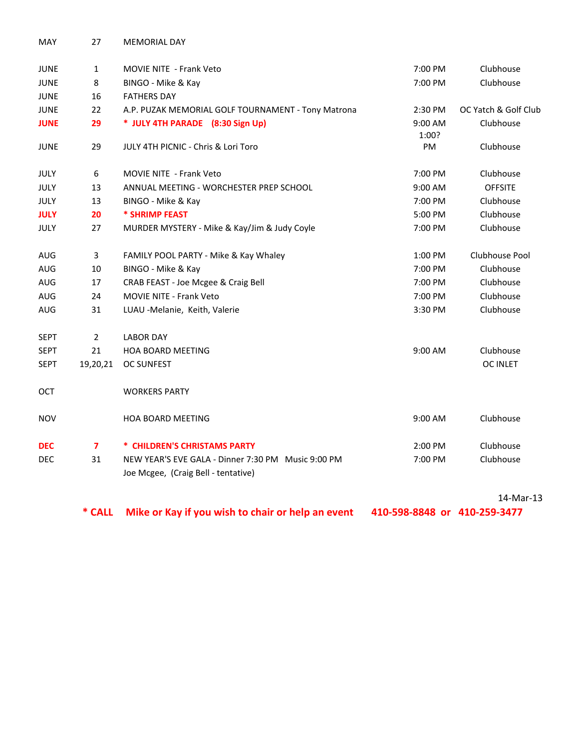| | | | | |
|---|---|---|---|---|
| MAY | 27 | MEMORIAL DAY | | |
| JUNE | 1 | MOVIE NITE - Frank Veto | 7:00 PM | Clubhouse |
| JUNE | 8 | BINGO - Mike & Kay | 7:00 PM | Clubhouse |
| JUNE | 16 | FATHERS DAY | | |
| JUNE | 22 | A.P. PUZAK MEMORIAL GOLF TOURNAMENT - Tony Matrona | 2:30 PM | OC Yatch & Golf Club |
| **JUNE** | **29** | *** JULY 4TH PARADE (8:30 Sign Up)** | 9:00 AM | Clubhouse |
| JUNE | 29 | JULY 4TH PICNIC - Chris & Lori Toro | 1:00? PM | Clubhouse |
| JULY | 6 | MOVIE NITE - Frank Veto | 7:00 PM | Clubhouse |
| JULY | 13 | ANNUAL MEETING - WORCHESTER PREP SCHOOL | 9:00 AM | OFFSITE |
| JULY | 13 | BINGO - Mike & Kay | 7:00 PM | Clubhouse |
| **JULY** | **20** | *** SHRIMP FEAST** | 5:00 PM | Clubhouse |
| JULY | 27 | MURDER MYSTERY - Mike & Kay/Jim & Judy Coyle | 7:00 PM | Clubhouse |
| AUG | 3 | FAMILY POOL PARTY - Mike & Kay Whaley | 1:00 PM | Clubhouse Pool |
| AUG | 10 | BINGO - Mike & Kay | 7:00 PM | Clubhouse |
| AUG | 17 | CRAB FEAST - Joe Mcgee & Craig Bell | 7:00 PM | Clubhouse |
| AUG | 24 | MOVIE NITE - Frank Veto | 7:00 PM | Clubhouse |
| AUG | 31 | LUAU -Melanie, Keith, Valerie | 3:30 PM | Clubhouse |
| SEPT | 2 | LABOR DAY | | |
| SEPT | 21 | HOA BOARD MEETING | 9:00 AM | Clubhouse |
| SEPT | 19,20,21 | OC SUNFEST | | OC INLET |
| OCT | | WORKERS PARTY | | |
| NOV | | HOA BOARD MEETING | 9:00 AM | Clubhouse |
| **DEC** | **7** | *** CHILDREN'S CHRISTAMS PARTY** | 2:00 PM | Clubhouse |
| DEC | 31 | NEW YEAR'S EVE GALA - Dinner 7:30 PM Music 9:00 PM<br>Joe Mcgee, (Craig Bell - tentative) | 7:00 PM | Clubhouse |

14-Mar-13

**\* CALL Mike or Kay if you wish to chair or help an event 410-598-8848 or 410-259-3477**